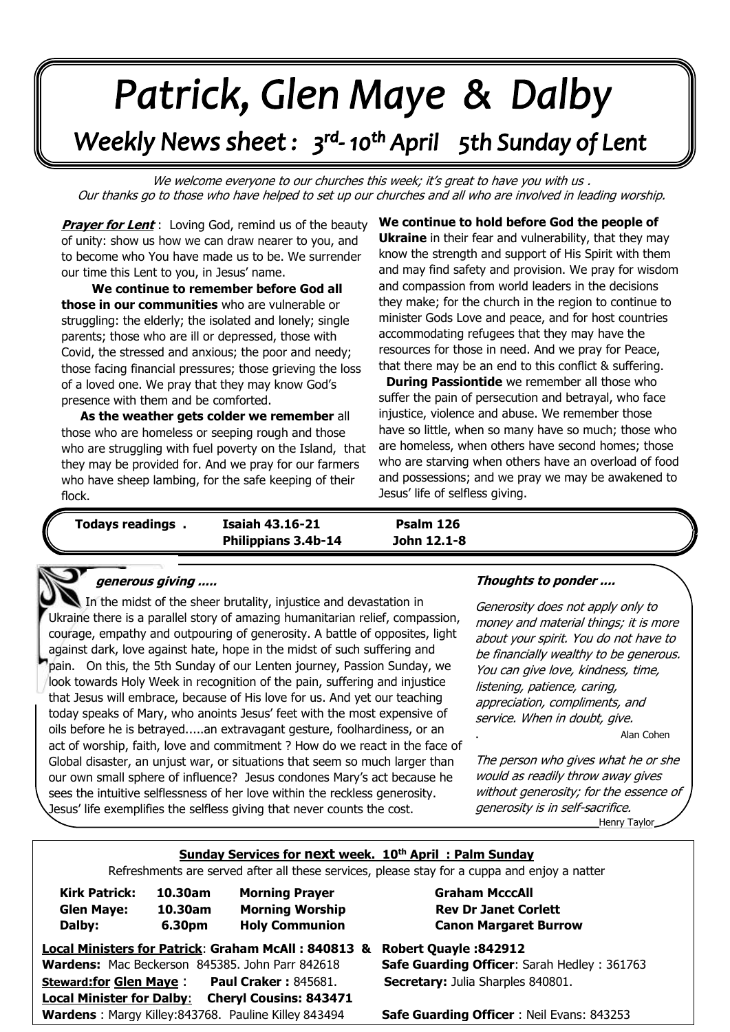# Patrick, Glen Maye & Dalby

## Weekly News sheet : 3rd- 10th April 5th Sunday of Lent

*We welcome everyone to our churches this week; it's great to have you with us .*
*Our thanks go to those who have helped to set up our churches and all who are involved in leading worship.*

***Prayer for Lent*** : Loving God, remind us of the beauty of unity: show us how we can draw nearer to you, and to become who You have made us to be. We surrender our time this Lent to you, in Jesus' name.

**We continue to remember before God all those in our communities** who are vulnerable or struggling: the elderly; the isolated and lonely; single parents; those who are ill or depressed, those with Covid, the stressed and anxious; the poor and needy; those facing financial pressures; those grieving the loss of a loved one. We pray that they may know God's presence with them and be comforted.

**As the weather gets colder we remember** all those who are homeless or seeping rough and those who are struggling with fuel poverty on the Island, that they may be provided for. And we pray for our farmers who have sheep lambing, for the safe keeping of their flock.

**We continue to hold before God the people of Ukraine** in their fear and vulnerability, that they may know the strength and support of His Spirit with them and may find safety and provision. We pray for wisdom and compassion from world leaders in the decisions they make; for the church in the region to continue to minister Gods Love and peace, and for host countries accommodating refugees that they may have the resources for those in need. And we pray for Peace, that there may be an end to this conflict & suffering.

**During Passiontide** we remember all those who suffer the pain of persecution and betrayal, who face injustice, violence and abuse. We remember those have so little, when so many have so much; those who are homeless, when others have second homes; those who are starving when others have an overload of food and possessions; and we pray we may be awakened to Jesus' life of selfless giving.

**Todays readings .** **Isaiah 43.16-21** **Psalm 126** **Philippians 3.4b-14** **John 12.1-8**

***generous giving .....***

In the midst of the sheer brutality, injustice and devastation in Ukraine there is a parallel story of amazing humanitarian relief, compassion, courage, empathy and outpouring of generosity. A battle of opposites, light against dark, love against hate, hope in the midst of such suffering and pain. On this, the 5th Sunday of our Lenten journey, Passion Sunday, we look towards Holy Week in recognition of the pain, suffering and injustice that Jesus will embrace, because of His love for us. And yet our teaching today speaks of Mary, who anoints Jesus' feet with the most expensive of oils before he is betrayed.....an extravagant gesture, foolhardiness, or an act of worship, faith, love and commitment ? How do we react in the face of Global disaster, an unjust war, or situations that seem so much larger than our own small sphere of influence? Jesus condones Mary's act because he sees the intuitive selflessness of her love within the reckless generosity. Jesus' life exemplifies the selfless giving that never counts the cost.

***Thoughts to ponder ....***

*Generosity does not apply only to money and material things; it is more about your spirit. You do not have to be financially wealthy to be generous. You can give love, kindness, time, listening, patience, caring, appreciation, compliments, and service. When in doubt, give.*

Alan Cohen

*The person who gives what he or she would as readily throw away gives without generosity; for the essence of generosity is in self-sacrifice.*

Henry Taylor

**Sunday Services for next week. 10th April : Palm Sunday**

Refreshments are served after all these services, please stay for a cuppa and enjoy a natter

| | | | |
|---|---|---|---|
| **Kirk Patrick:** | **10.30am** | **Morning Prayer** | **Graham McccAll** |
| **Glen Maye:** | **10.30am** | **Morning Worship** | **Rev Dr Janet Corlett** |
| **Dalby:** | **6.30pm** | **Holy Communion** | **Canon Margaret Burrow** |

**Local Ministers for Patrick**: **Graham McAll : 840813 & Robert Quayle :842912**

**Wardens:** Mac Beckerson 845385. John Parr 842618 **Safe Guarding Officer**: Sarah Hedley : 361763

**Steward:for Glen Maye** : **Paul Craker :** 845681. **Secretary:** Julia Sharples 840801.

**Local Minister for Dalby**: **Cheryl Cousins: 843471**

**Wardens** : Margy Killey:843768. Pauline Killey 843494 **Safe Guarding Officer** : Neil Evans: 843253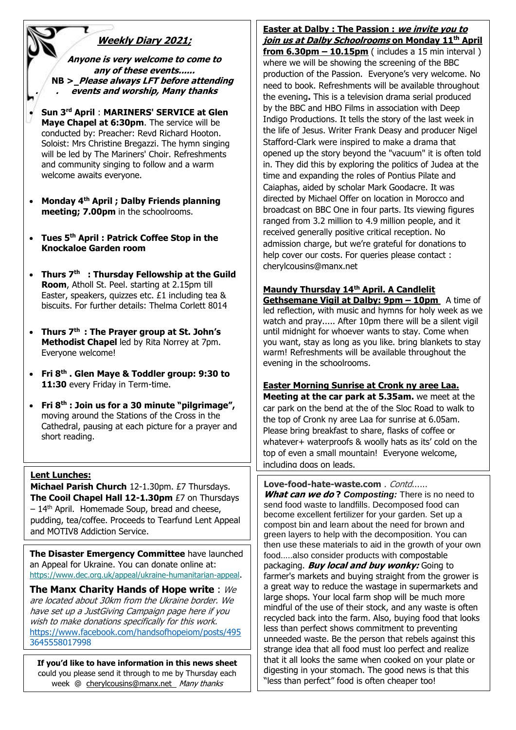## *Weekly Diary 2021;*

***Anyone is very welcome to come to any of these events......***

**NB > *Please always LFT before attending events and worship, Many thanks***

- **Sun 3rd April** : **MARINERS' SERVICE at Glen Maye Chapel at 6:30pm**. The service will be conducted by: Preacher: Revd Richard Hooton. Soloist: Mrs Christine Bregazzi. The hymn singing will be led by The Mariners' Choir. Refreshments and community singing to follow and a warm welcome awaits everyone.

- **Monday 4th April ; Dalby Friends planning meeting; 7.00pm** in the schoolrooms.

- **Tues 5th April : Patrick Coffee Stop in the Knockaloe Garden room**

- **Thurs 7th : Thursday Fellowship at the Guild Room**, Atholl St. Peel. starting at 2.15pm till Easter, speakers, quizzes etc. £1 including tea & biscuits. For further details: Thelma Corlett 8014

- **Thurs 7th : The Prayer group at St. John's Methodist Chapel** led by Rita Norrey at 7pm. Everyone welcome!

- **Fri 8th . Glen Maye & Toddler group: 9:30 to 11:30** every Friday in Term-time.

- **Fri 8th : Join us for a 30 minute "pilgrimage"**, moving around the Stations of the Cross in the Cathedral, pausing at each picture for a prayer and short reading.

**Lent Lunches:**

**Michael Parish Church** 12-1.30pm. £7 Thursdays.
**The Cooil Chapel Hall 12-1.30pm** £7 on Thursdays – 14th April. Homemade Soup, bread and cheese, pudding, tea/coffee. Proceeds to Tearfund Lent Appeal and MOTIV8 Addiction Service.

**The Disaster Emergency Committee** have launched an Appeal for Ukraine. You can donate online at: https://www.dec.org.uk/appeal/ukraine-humanitarian-appeal.

**The Manx Charity Hands of Hope write** : *We are located about 30km from the Ukraine border. We have set up a JustGiving Campaign page here if you wish to make donations specifically for this work.* https://www.facebook.com/handsofhopeiom/posts/4953645558017998

**If you'd like to have information in this news sheet** could you please send it through to me by Thursday each week @ cherylcousins@manx.net *Many thanks*

**Easter at Dalby : The Passion : *we invite you to join us at Dalby Schoolrooms* on Monday 11th April from 6.30pm – 10.15pm** ( includes a 15 min interval ) where we will be showing the screening of the BBC production of the Passion. Everyone's very welcome. No need to book. Refreshments will be available throughout the evening**.** This is a television drama serial produced by the BBC and HBO Films in association with Deep Indigo Productions. It tells the story of the last week in the life of Jesus. Writer Frank Deasy and producer Nigel Stafford-Clark were inspired to make a drama that opened up the story beyond the "vacuum" it is often told in. They did this by exploring the politics of Judea at the time and expanding the roles of Pontius Pilate and Caiaphas, aided by scholar Mark Goodacre. It was directed by Michael Offer on location in Morocco and broadcast on BBC One in four parts. Its viewing figures ranged from 3.2 million to 4.9 million people, and it received generally positive critical reception. No admission charge, but we're grateful for donations to help cover our costs. For queries please contact : cherylcousins@manx.net

**Maundy Thursday 14th April. A Candlelit Gethsemane Vigil at Dalby: 9pm – 10pm** A time of led reflection, with music and hymns for holy week as we watch and pray..... After 10pm there will be a silent vigil until midnight for whoever wants to stay. Come when you want, stay as long as you like. bring blankets to stay warm! Refreshments will be available throughout the evening in the schoolrooms.

**Easter Morning Sunrise at Cronk ny aree Laa.**
**Meeting at the car park at 5.35am.** we meet at the car park on the bend at the of the Sloc Road to walk to the top of Cronk ny aree Laa for sunrise at 6.05am. Please bring breakfast to share, flasks of coffee or whatever+ waterproofs & woolly hats as its' cold on the top of even a small mountain! Everyone welcome, including dogs on leads.

**Love-food-hate-waste.com** . *Contd......*
***What can we do*? *Composting:*** There is no need to send food waste to landfills. Decomposed food can become excellent fertilizer for your garden. Set up a compost bin and learn about the need for brown and green layers to help with the decomposition. You can then use these materials to aid in the growth of your own food.....also consider products with compostable packaging. ***Buy local and buy wonky:*** Going to farmer's markets and buying straight from the grower is a great way to reduce the wastage in supermarkets and large shops. Your local farm shop will be much more mindful of the use of their stock, and any waste is often recycled back into the farm. Also, buying food that looks less than perfect shows commitment to preventing unneeded waste. Be the person that rebels against this strange idea that all food must loo perfect and realize that it all looks the same when cooked on your plate or digesting in your stomach. The good news is that this "less than perfect" food is often cheaper too!